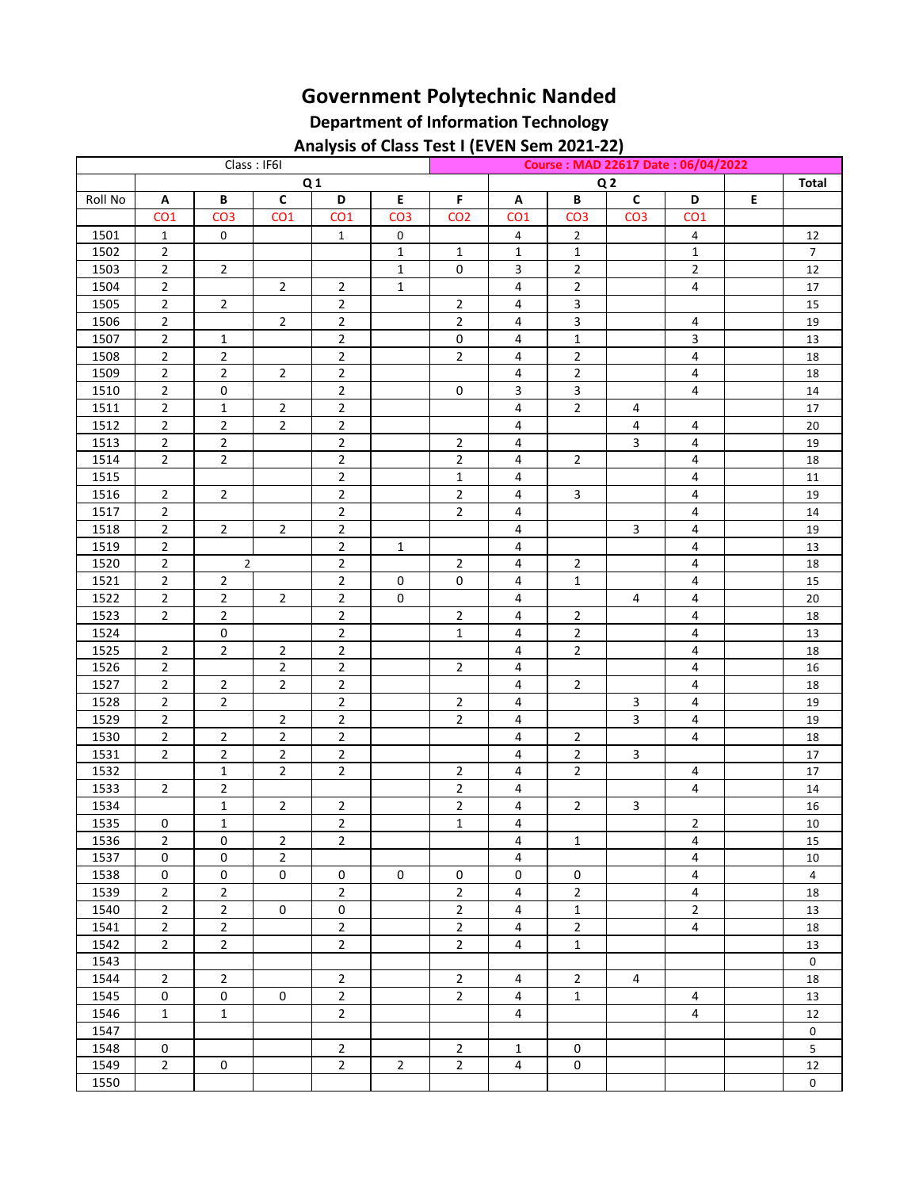# Government Polytechnic Nanded

## Department of Information Technology

### Analysis of Class Test I (EVEN Sem 2021-22)

| Class : IF6I | | | | | | Course : MAD 22617 Date : 06/04/2022 | | | | | | |
|---|---|---|---|---|---|---|---|---|---|---|---|---|
| | Q 1 | | | | | | Q 2 | | | | | Total |
| Roll No | A | B | C | D | E | F | A | B | C | D | E | |
| | CO1 | CO3 | CO1 | CO1 | CO3 | CO2 | CO1 | CO3 | CO3 | CO1 | | |
| 1501 | 1 | 0 | | 1 | 0 | | 4 | 2 | | 4 | | 12 |
| 1502 | 2 | | | | 1 | 1 | 1 | 1 | | 1 | | 7 |
| 1503 | 2 | 2 | | | 1 | 0 | 3 | 2 | | 2 | | 12 |
| 1504 | 2 | | 2 | 2 | 1 | | 4 | 2 | | 4 | | 17 |
| 1505 | 2 | 2 | | 2 | | 2 | 4 | 3 | | | | 15 |
| 1506 | 2 | | 2 | 2 | | 2 | 4 | 3 | | 4 | | 19 |
| 1507 | 2 | 1 | | 2 | | 0 | 4 | 1 | | 3 | | 13 |
| 1508 | 2 | 2 | | 2 | | 2 | 4 | 2 | | 4 | | 18 |
| 1509 | 2 | 2 | 2 | 2 | | | 4 | 2 | | 4 | | 18 |
| 1510 | 2 | 0 | | 2 | | 0 | 3 | 3 | | 4 | | 14 |
| 1511 | 2 | 1 | 2 | 2 | | | 4 | 2 | 4 | | | 17 |
| 1512 | 2 | 2 | 2 | 2 | | | 4 | | 4 | 4 | | 20 |
| 1513 | 2 | 2 | | 2 | | 2 | 4 | | 3 | 4 | | 19 |
| 1514 | 2 | 2 | | 2 | | 2 | 4 | 2 | | 4 | | 18 |
| 1515 | | | | 2 | | 1 | 4 | | | 4 | | 11 |
| 1516 | 2 | 2 | | 2 | | 2 | 4 | 3 | | 4 | | 19 |
| 1517 | 2 | | | 2 | | 2 | 4 | | | 4 | | 14 |
| 1518 | 2 | 2 | 2 | 2 | | | 4 | | 3 | 4 | | 19 |
| 1519 | 2 | | | 2 | 1 | | 4 | | | 4 | | 13 |
| 1520 | 2 | 2 | | 2 | | 2 | 4 | 2 | | 4 | | 18 |
| 1521 | 2 | 2 | | 2 | 0 | 0 | 4 | 1 | | 4 | | 15 |
| 1522 | 2 | 2 | 2 | 2 | 0 | | 4 | | 4 | 4 | | 20 |
| 1523 | 2 | 2 | | 2 | | 2 | 4 | 2 | | 4 | | 18 |
| 1524 | | 0 | | 2 | | 1 | 4 | 2 | | 4 | | 13 |
| 1525 | 2 | 2 | 2 | 2 | | | 4 | 2 | | 4 | | 18 |
| 1526 | 2 | | 2 | 2 | | 2 | 4 | | | 4 | | 16 |
| 1527 | 2 | 2 | 2 | 2 | | | 4 | 2 | | 4 | | 18 |
| 1528 | 2 | 2 | | 2 | | 2 | 4 | | 3 | 4 | | 19 |
| 1529 | 2 | | 2 | 2 | | 2 | 4 | | 3 | 4 | | 19 |
| 1530 | 2 | 2 | 2 | 2 | | | 4 | 2 | | 4 | | 18 |
| 1531 | 2 | 2 | 2 | 2 | | | 4 | 2 | 3 | | | 17 |
| 1532 | | 1 | 2 | 2 | | 2 | 4 | 2 | | 4 | | 17 |
| 1533 | 2 | 2 | | | | 2 | 4 | | | 4 | | 14 |
| 1534 | | 1 | 2 | 2 | | 2 | 4 | 2 | 3 | | | 16 |
| 1535 | 0 | 1 | | 2 | | 1 | 4 | | | 2 | | 10 |
| 1536 | 2 | 0 | 2 | 2 | | | 4 | 1 | | 4 | | 15 |
| 1537 | 0 | 0 | 2 | | | | 4 | | | 4 | | 10 |
| 1538 | 0 | 0 | 0 | 0 | 0 | 0 | 0 | 0 | | 4 | | 4 |
| 1539 | 2 | 2 | | 2 | | 2 | 4 | 2 | | 4 | | 18 |
| 1540 | 2 | 2 | 0 | 0 | | 2 | 4 | 1 | | 2 | | 13 |
| 1541 | 2 | 2 | | 2 | | 2 | 4 | 2 | | 4 | | 18 |
| 1542 | 2 | 2 | | 2 | | 2 | 4 | 1 | | | | 13 |
| 1543 | | | | | | | | | | | | 0 |
| 1544 | 2 | 2 | | 2 | | 2 | 4 | 2 | 4 | | | 18 |
| 1545 | 0 | 0 | 0 | 2 | | 2 | 4 | 1 | | 4 | | 13 |
| 1546 | 1 | 1 | | 2 | | | 4 | | | 4 | | 12 |
| 1547 | | | | | | | | | | | | 0 |
| 1548 | 0 | | | 2 | | 2 | 1 | 0 | | | | 5 |
| 1549 | 2 | 0 | | 2 | 2 | 2 | 4 | 0 | | | | 12 |
| 1550 | | | | | | | | | | | | 0 |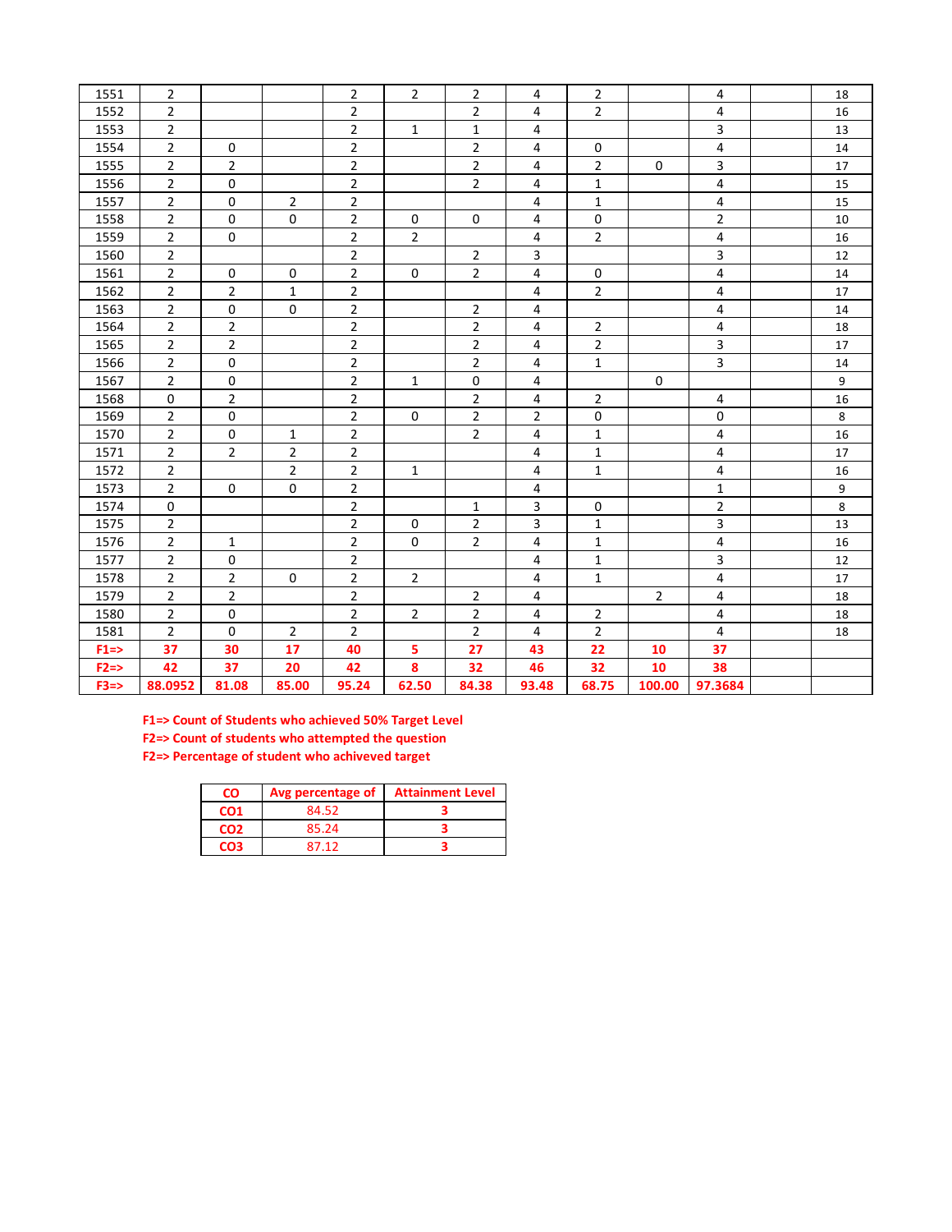| | | | | | | | | | | | | |
|---|---|---|---|---|---|---|---|---|---|---|---|---|
| 1551 | 2 | | | 2 | 2 | 2 | 4 | 2 | | 4 | | 18 |
| 1552 | 2 | | | 2 | | 2 | 4 | 2 | | 4 | | 16 |
| 1553 | 2 | | | 2 | 1 | 1 | 4 | | | 3 | | 13 |
| 1554 | 2 | 0 | | 2 | | 2 | 4 | 0 | | 4 | | 14 |
| 1555 | 2 | 2 | | 2 | | 2 | 4 | 2 | 0 | 3 | | 17 |
| 1556 | 2 | 0 | | 2 | | 2 | 4 | 1 | | 4 | | 15 |
| 1557 | 2 | 0 | 2 | 2 | | | 4 | 1 | | 4 | | 15 |
| 1558 | 2 | 0 | 0 | 2 | 0 | 0 | 4 | 0 | | 2 | | 10 |
| 1559 | 2 | 0 | | 2 | 2 | | 4 | 2 | | 4 | | 16 |
| 1560 | 2 | | | 2 | | 2 | 3 | | | 3 | | 12 |
| 1561 | 2 | 0 | 0 | 2 | 0 | 2 | 4 | 0 | | 4 | | 14 |
| 1562 | 2 | 2 | 1 | 2 | | | 4 | 2 | | 4 | | 17 |
| 1563 | 2 | 0 | 0 | 2 | | 2 | 4 | | | 4 | | 14 |
| 1564 | 2 | 2 | | 2 | | 2 | 4 | 2 | | 4 | | 18 |
| 1565 | 2 | 2 | | 2 | | 2 | 4 | 2 | | 3 | | 17 |
| 1566 | 2 | 0 | | 2 | | 2 | 4 | 1 | | 3 | | 14 |
| 1567 | 2 | 0 | | 2 | 1 | 0 | 4 | | 0 | | | 9 |
| 1568 | 0 | 2 | | 2 | | 2 | 4 | 2 | | 4 | | 16 |
| 1569 | 2 | 0 | | 2 | 0 | 2 | 2 | 0 | | 0 | | 8 |
| 1570 | 2 | 0 | 1 | 2 | | 2 | 4 | 1 | | 4 | | 16 |
| 1571 | 2 | 2 | 2 | 2 | | | 4 | 1 | | 4 | | 17 |
| 1572 | 2 | | 2 | 2 | 1 | | 4 | 1 | | 4 | | 16 |
| 1573 | 2 | 0 | 0 | 2 | | | 4 | | | 1 | | 9 |
| 1574 | 0 | | | 2 | | 1 | 3 | 0 | | 2 | | 8 |
| 1575 | 2 | | | 2 | 0 | 2 | 3 | 1 | | 3 | | 13 |
| 1576 | 2 | 1 | | 2 | 0 | 2 | 4 | 1 | | 4 | | 16 |
| 1577 | 2 | 0 | | 2 | | | 4 | 1 | | 3 | | 12 |
| 1578 | 2 | 2 | 0 | 2 | 2 | | 4 | 1 | | 4 | | 17 |
| 1579 | 2 | 2 | | 2 | | 2 | 4 | | 2 | 4 | | 18 |
| 1580 | 2 | 0 | | 2 | 2 | 2 | 4 | 2 | | 4 | | 18 |
| 1581 | 2 | 0 | 2 | 2 | | 2 | 4 | 2 | | 4 | | 18 |
| **F1=>** | **37** | **30** | **17** | **40** | **5** | **27** | **43** | **22** | **10** | **37** | | |
| **F2=>** | **42** | **37** | **20** | **42** | **8** | **32** | **46** | **32** | **10** | **38** | | |
| **F3=>** | **88.0952** | **81.08** | **85.00** | **95.24** | **62.50** | **84.38** | **93.48** | **68.75** | **100.00** | **97.3684** | | |

**F1=> Count of Students who achieved 50% Target Level**
**F2=> Count of students who attempted the question**
**F2=> Percentage of student who achiveved target**

| CO | Avg percentage of | Attainment Level |
|---|---|---|
| **CO1** | 84.52 | **3** |
| **CO2** | 85.24 | **3** |
| **CO3** | 87.12 | **3** |